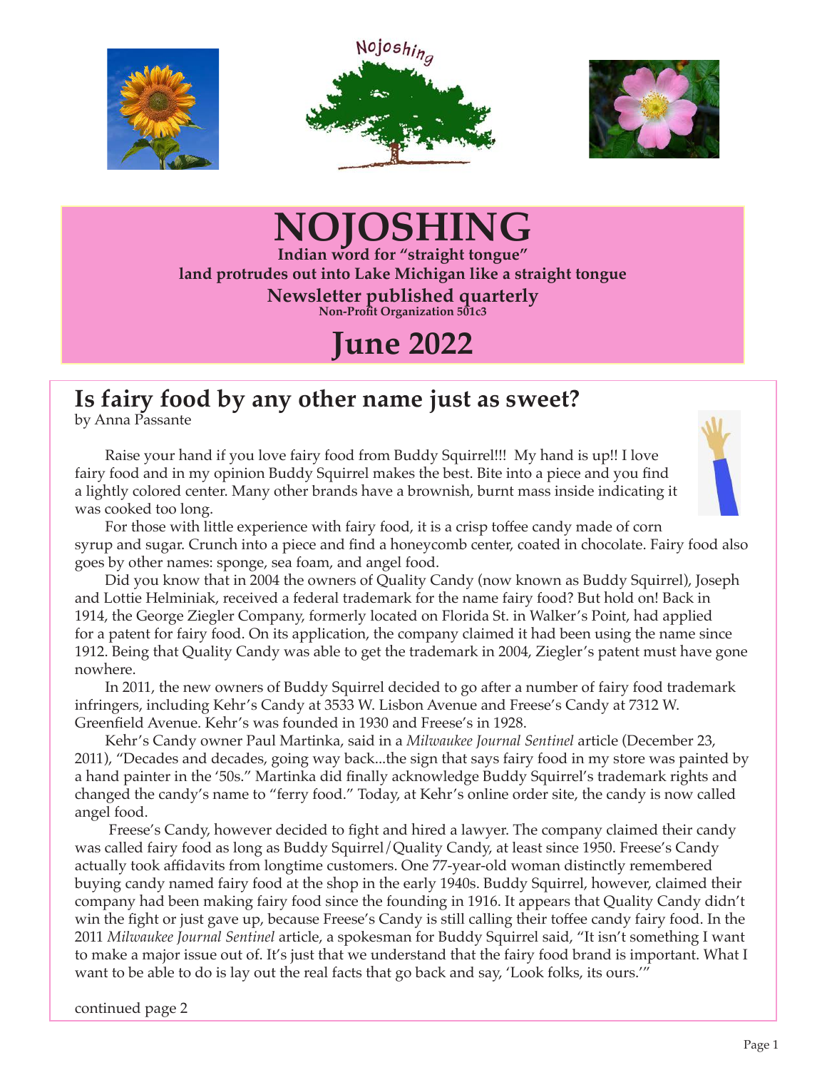# NOJOSHING

**Indian word for "straight tongue"**
**land protrudes out into Lake Michigan like a straight tongue**

**Newsletter published quarterly**
**Non-Profit Organization 501c3**

# June 2022

## Is fairy food by any other name just as sweet?

by Anna Passante

Raise your hand if you love fairy food from Buddy Squirrel!!! My hand is up!! I love fairy food and in my opinion Buddy Squirrel makes the best. Bite into a piece and you find a lightly colored center. Many other brands have a brownish, burnt mass inside indicating it was cooked too long.

For those with little experience with fairy food, it is a crisp toffee candy made of corn syrup and sugar. Crunch into a piece and find a honeycomb center, coated in chocolate. Fairy food also goes by other names: sponge, sea foam, and angel food.

Did you know that in 2004 the owners of Quality Candy (now known as Buddy Squirrel), Joseph and Lottie Helminiak, received a federal trademark for the name fairy food? But hold on! Back in 1914, the George Ziegler Company, formerly located on Florida St. in Walker's Point, had applied for a patent for fairy food. On its application, the company claimed it had been using the name since 1912. Being that Quality Candy was able to get the trademark in 2004, Ziegler's patent must have gone nowhere.

In 2011, the new owners of Buddy Squirrel decided to go after a number of fairy food trademark infringers, including Kehr's Candy at 3533 W. Lisbon Avenue and Freese's Candy at 7312 W. Greenfield Avenue. Kehr's was founded in 1930 and Freese's in 1928.

Kehr's Candy owner Paul Martinka, said in a *Milwaukee Journal Sentinel* article (December 23, 2011), "Decades and decades, going way back...the sign that says fairy food in my store was painted by a hand painter in the '50s." Martinka did finally acknowledge Buddy Squirrel's trademark rights and changed the candy's name to "ferry food." Today, at Kehr's online order site, the candy is now called angel food.

Freese's Candy, however decided to fight and hired a lawyer. The company claimed their candy was called fairy food as long as Buddy Squirrel/Quality Candy, at least since 1950. Freese's Candy actually took affidavits from longtime customers. One 77-year-old woman distinctly remembered buying candy named fairy food at the shop in the early 1940s. Buddy Squirrel, however, claimed their company had been making fairy food since the founding in 1916. It appears that Quality Candy didn't win the fight or just gave up, because Freese's Candy is still calling their toffee candy fairy food. In the 2011 *Milwaukee Journal Sentinel* article, a spokesman for Buddy Squirrel said, "It isn't something I want to make a major issue out of. It's just that we understand that the fairy food brand is important. What I want to be able to do is lay out the real facts that go back and say, 'Look folks, its ours.'"

continued page 2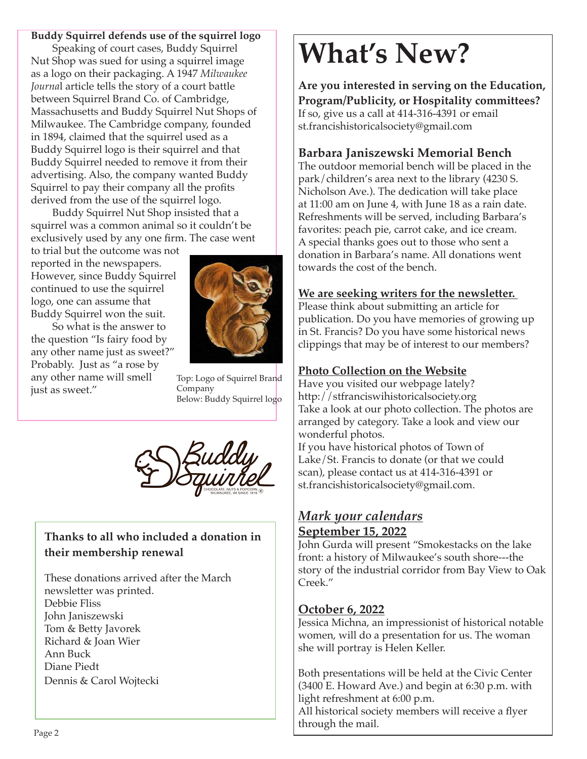**Buddy Squirrel defends use of the squirrel logo**

Speaking of court cases, Buddy Squirrel Nut Shop was sued for using a squirrel image as a logo on their packaging. A 1947 *Milwaukee Journal* article tells the story of a court battle between Squirrel Brand Co. of Cambridge, Massachusetts and Buddy Squirrel Nut Shops of Milwaukee. The Cambridge company, founded in 1894, claimed that the squirrel used as a Buddy Squirrel logo is their squirrel and that Buddy Squirrel needed to remove it from their advertising. Also, the company wanted Buddy Squirrel to pay their company all the profits derived from the use of the squirrel logo.

Buddy Squirrel Nut Shop insisted that a squirrel was a common animal so it couldn't be exclusively used by any one firm. The case went to trial but the outcome was not reported in the newspapers. However, since Buddy Squirrel continued to use the squirrel logo, one can assume that Buddy Squirrel won the suit.

So what is the answer to the question "Is fairy food by any other name just as sweet?" Probably. Just as "a rose by any other name will smell just as sweet."

Top: Logo of Squirrel Brand Company
Below: Buddy Squirrel logo

**Thanks to all who included a donation in their membership renewal**

These donations arrived after the March newsletter was printed.
Debbie Fliss
John Janiszewski
Tom & Betty Javorek
Richard & Joan Wier
Ann Buck
Diane Piedt
Dennis & Carol Wojtecki

# What's New?

**Are you interested in serving on the Education, Program/Publicity, or Hospitality committees?**
If so, give us a call at 414-316-4391 or email st.francishistoricalsociety@gmail.com

## Barbara Janiszewski Memorial Bench

The outdoor memorial bench will be placed in the park/children's area next to the library (4230 S. Nicholson Ave.). The dedication will take place at 11:00 am on June 4, with June 18 as a rain date. Refreshments will be served, including Barbara's favorites: peach pie, carrot cake, and ice cream. A special thanks goes out to those who sent a donation in Barbara's name. All donations went towards the cost of the bench.

**We are seeking writers for the newsletter.**

Please think about submitting an article for publication. Do you have memories of growing up in St. Francis? Do you have some historical news clippings that may be of interest to our members?

**Photo Collection on the Website**

Have you visited our webpage lately?
http://stfranciswihistoricalsociety.org
Take a look at our photo collection. The photos are arranged by category. Take a look and view our wonderful photos.
If you have historical photos of Town of Lake/St. Francis to donate (or that we could scan), please contact us at 414-316-4391 or st.francishistoricalsociety@gmail.com.

## *Mark your calendars*

**September 15, 2022**

John Gurda will present "Smokestacks on the lake front: a history of Milwaukee's south shore---the story of the industrial corridor from Bay View to Oak Creek."

**October 6, 2022**

Jessica Michna, an impressionist of historical notable women, will do a presentation for us. The woman she will portray is Helen Keller.

Both presentations will be held at the Civic Center (3400 E. Howard Ave.) and begin at 6:30 p.m. with light refreshment at 6:00 p.m.
All historical society members will receive a flyer through the mail.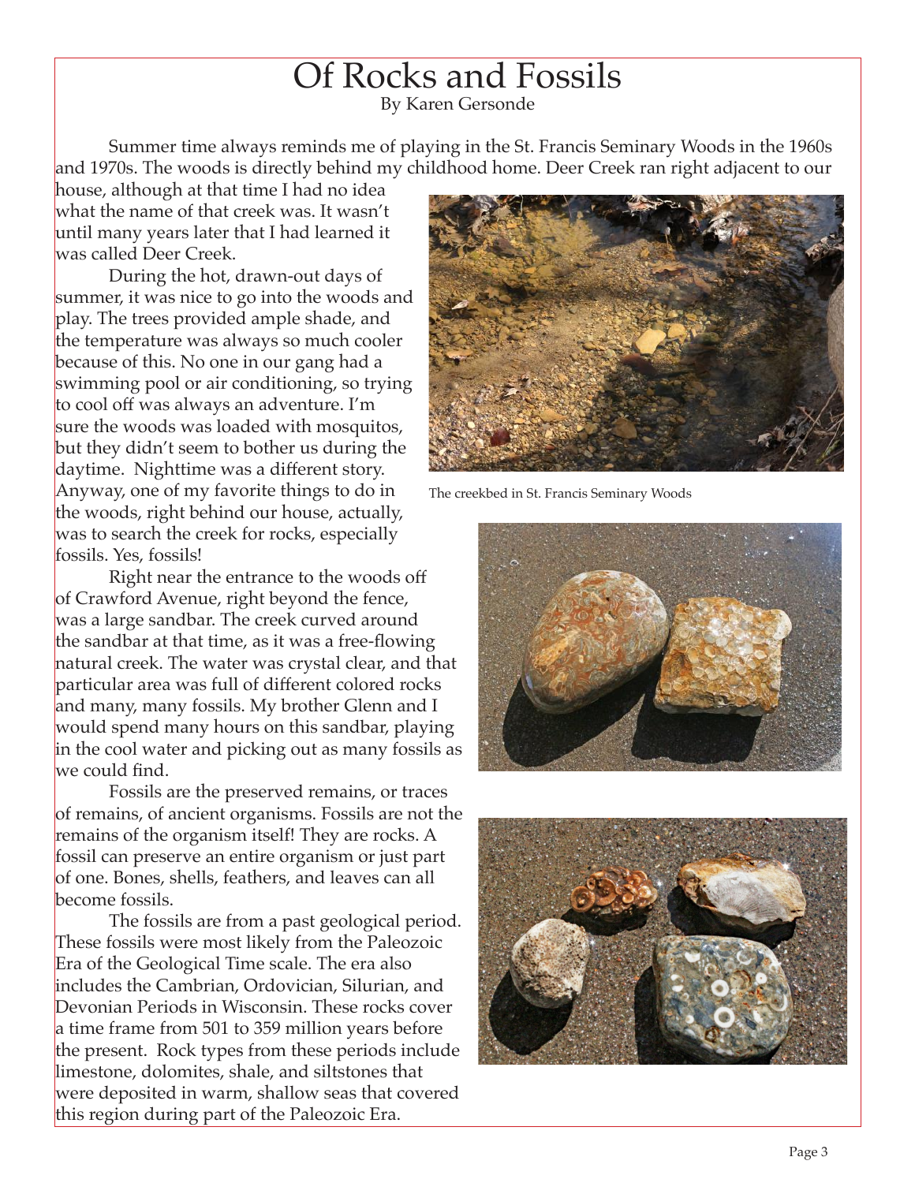# Of Rocks and Fossils

By Karen Gersonde

Summer time always reminds me of playing in the St. Francis Seminary Woods in the 1960s and 1970s. The woods is directly behind my childhood home. Deer Creek ran right adjacent to our house, although at that time I had no idea what the name of that creek was. It wasn't until many years later that I had learned it was called Deer Creek.

During the hot, drawn-out days of summer, it was nice to go into the woods and play. The trees provided ample shade, and the temperature was always so much cooler because of this. No one in our gang had a swimming pool or air conditioning, so trying to cool off was always an adventure. I'm sure the woods was loaded with mosquitos, but they didn't seem to bother us during the daytime. Nighttime was a different story. Anyway, one of my favorite things to do in the woods, right behind our house, actually, was to search the creek for rocks, especially fossils. Yes, fossils!

The creekbed in St. Francis Seminary Woods

Right near the entrance to the woods off of Crawford Avenue, right beyond the fence, was a large sandbar. The creek curved around the sandbar at that time, as it was a free-flowing natural creek. The water was crystal clear, and that particular area was full of different colored rocks and many, many fossils. My brother Glenn and I would spend many hours on this sandbar, playing in the cool water and picking out as many fossils as we could find.

Fossils are the preserved remains, or traces of remains, of ancient organisms. Fossils are not the remains of the organism itself! They are rocks. A fossil can preserve an entire organism or just part of one. Bones, shells, feathers, and leaves can all become fossils.

The fossils are from a past geological period. These fossils were most likely from the Paleozoic Era of the Geological Time scale. The era also includes the Cambrian, Ordovician, Silurian, and Devonian Periods in Wisconsin. These rocks cover a time frame from 501 to 359 million years before the present. Rock types from these periods include limestone, dolomites, shale, and siltstones that were deposited in warm, shallow seas that covered this region during part of the Paleozoic Era.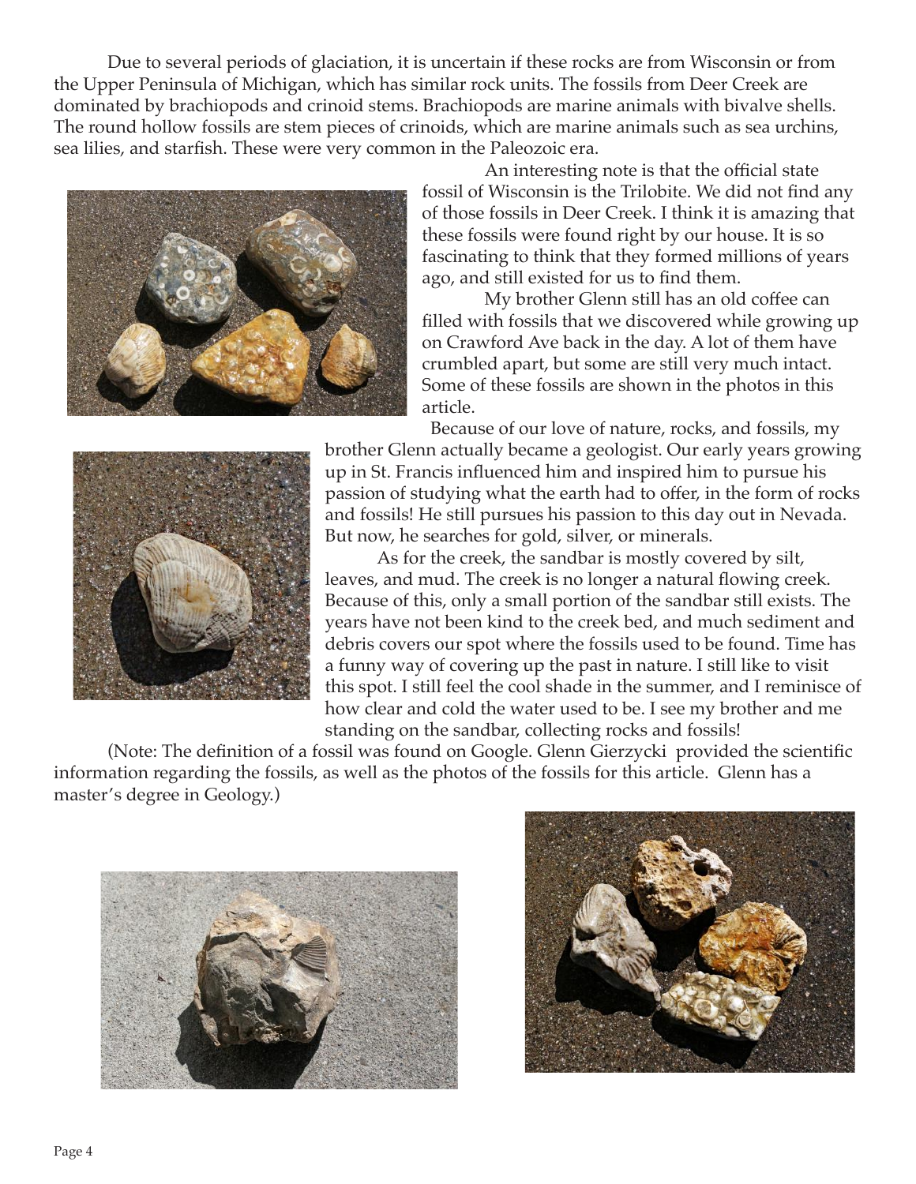Due to several periods of glaciation, it is uncertain if these rocks are from Wisconsin or from the Upper Peninsula of Michigan, which has similar rock units. The fossils from Deer Creek are dominated by brachiopods and crinoid stems. Brachiopods are marine animals with bivalve shells. The round hollow fossils are stem pieces of crinoids, which are marine animals such as sea urchins, sea lilies, and starfish. These were very common in the Paleozoic era.

An interesting note is that the official state fossil of Wisconsin is the Trilobite. We did not find any of those fossils in Deer Creek. I think it is amazing that these fossils were found right by our house. It is so fascinating to think that they formed millions of years ago, and still existed for us to find them.

My brother Glenn still has an old coffee can filled with fossils that we discovered while growing up on Crawford Ave back in the day. A lot of them have crumbled apart, but some are still very much intact. Some of these fossils are shown in the photos in this article.

Because of our love of nature, rocks, and fossils, my brother Glenn actually became a geologist. Our early years growing up in St. Francis influenced him and inspired him to pursue his passion of studying what the earth had to offer, in the form of rocks and fossils! He still pursues his passion to this day out in Nevada. But now, he searches for gold, silver, or minerals.

As for the creek, the sandbar is mostly covered by silt, leaves, and mud. The creek is no longer a natural flowing creek. Because of this, only a small portion of the sandbar still exists. The years have not been kind to the creek bed, and much sediment and debris covers our spot where the fossils used to be found. Time has a funny way of covering up the past in nature. I still like to visit this spot. I still feel the cool shade in the summer, and I reminisce of how clear and cold the water used to be. I see my brother and me standing on the sandbar, collecting rocks and fossils!

(Note: The definition of a fossil was found on Google. Glenn Gierzycki provided the scientific information regarding the fossils, as well as the photos of the fossils for this article. Glenn has a master's degree in Geology.)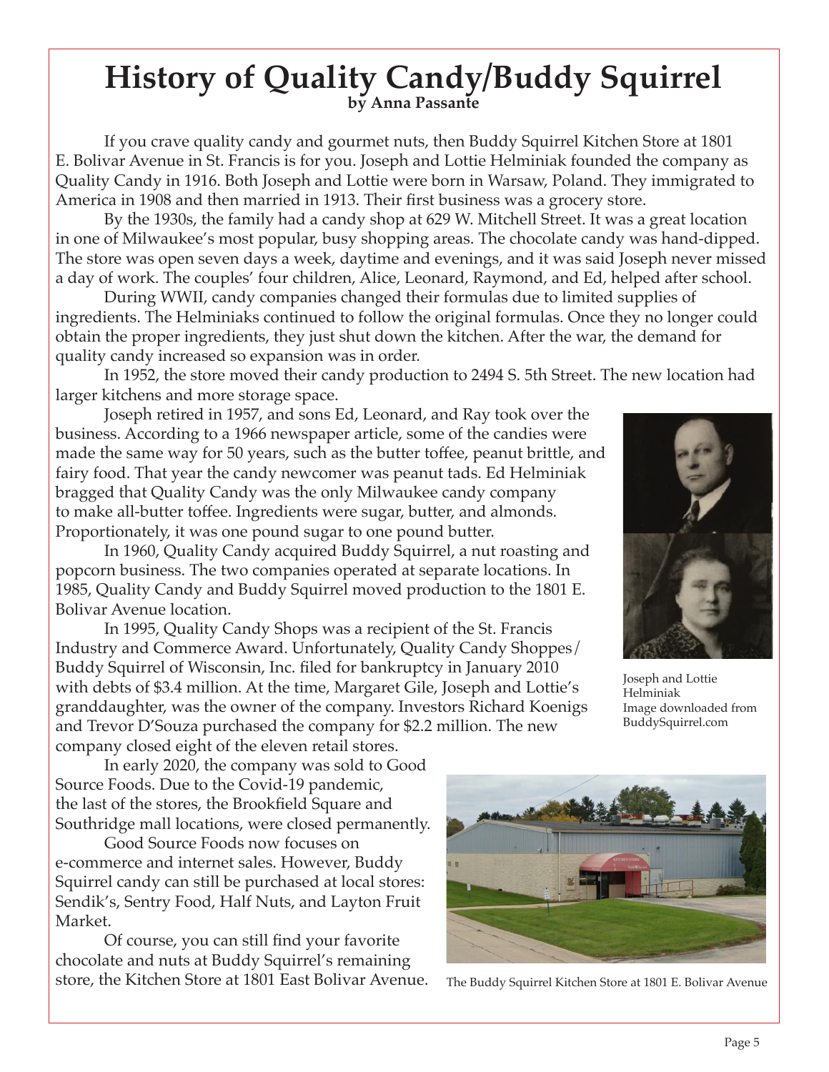# History of Quality Candy/Buddy Squirrel

**by Anna Passante**

If you crave quality candy and gourmet nuts, then Buddy Squirrel Kitchen Store at 1801 E. Bolivar Avenue in St. Francis is for you. Joseph and Lottie Helminiak founded the company as Quality Candy in 1916. Both Joseph and Lottie were born in Warsaw, Poland. They immigrated to America in 1908 and then married in 1913. Their first business was a grocery store.

By the 1930s, the family had a candy shop at 629 W. Mitchell Street. It was a great location in one of Milwaukee's most popular, busy shopping areas. The chocolate candy was hand-dipped. The store was open seven days a week, daytime and evenings, and it was said Joseph never missed a day of work. The couples' four children, Alice, Leonard, Raymond, and Ed, helped after school.

During WWII, candy companies changed their formulas due to limited supplies of ingredients. The Helminiaks continued to follow the original formulas. Once they no longer could obtain the proper ingredients, they just shut down the kitchen. After the war, the demand for quality candy increased so expansion was in order.

In 1952, the store moved their candy production to 2494 S. 5th Street. The new location had larger kitchens and more storage space.

Joseph retired in 1957, and sons Ed, Leonard, and Ray took over the business. According to a 1966 newspaper article, some of the candies were made the same way for 50 years, such as the butter toffee, peanut brittle, and fairy food. That year the candy newcomer was peanut tads. Ed Helminiak bragged that Quality Candy was the only Milwaukee candy company to make all-butter toffee. Ingredients were sugar, butter, and almonds. Proportionately, it was one pound sugar to one pound butter.

In 1960, Quality Candy acquired Buddy Squirrel, a nut roasting and popcorn business. The two companies operated at separate locations. In 1985, Quality Candy and Buddy Squirrel moved production to the 1801 E. Bolivar Avenue location.

In 1995, Quality Candy Shops was a recipient of the St. Francis Industry and Commerce Award. Unfortunately, Quality Candy Shoppes/ Buddy Squirrel of Wisconsin, Inc. filed for bankruptcy in January 2010 with debts of $3.4 million. At the time, Margaret Gile, Joseph and Lottie's granddaughter, was the owner of the company. Investors Richard Koenigs and Trevor D'Souza purchased the company for $2.2 million. The new company closed eight of the eleven retail stores.

Joseph and Lottie Helminiak
Image downloaded from BuddySquirrel.com

In early 2020, the company was sold to Good Source Foods. Due to the Covid-19 pandemic, the last of the stores, the Brookfield Square and Southridge mall locations, were closed permanently.

Good Source Foods now focuses on e-commerce and internet sales. However, Buddy Squirrel candy can still be purchased at local stores: Sendik's, Sentry Food, Half Nuts, and Layton Fruit Market.

Of course, you can still find your favorite chocolate and nuts at Buddy Squirrel's remaining store, the Kitchen Store at 1801 East Bolivar Avenue.

The Buddy Squirrel Kitchen Store at 1801 E. Bolivar Avenue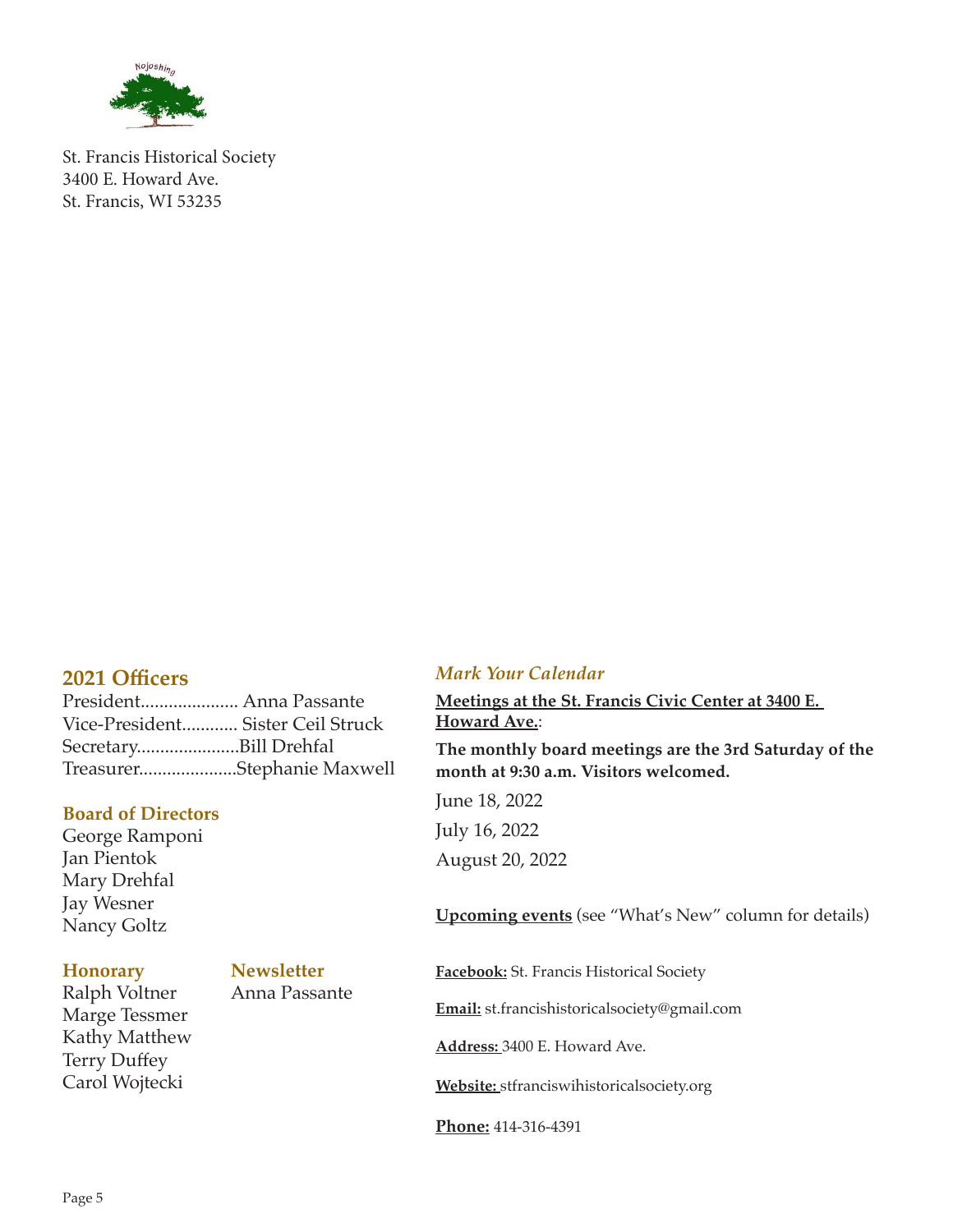Nojoshing

St. Francis Historical Society
3400 E. Howard Ave.
St. Francis, WI 53235

## 2021 Officers

President..................... Anna Passante
Vice-President............ Sister Ceil Struck
Secretary......................Bill Drehfal
Treasurer.....................Stephanie Maxwell

### Board of Directors

George Ramponi
Jan Pientok
Mary Drehfal
Jay Wesner
Nancy Goltz

### Honorary

Ralph Voltner
Marge Tessmer
Kathy Matthew
Terry Duffey
Carol Wojtecki

### Newsletter

Anna Passante

## *Mark Your Calendar*

**Meetings at the St. Francis Civic Center at 3400 E. Howard Ave.**:

**The monthly board meetings are the 3rd Saturday of the month at 9:30 a.m. Visitors welcomed.**

June 18, 2022

July 16, 2022

August 20, 2022

**Upcoming events** (see "What's New" column for details)

**Facebook:** St. Francis Historical Society

**Email:** st.francishistoricalsociety@gmail.com

**Address:** 3400 E. Howard Ave.

**Website:** stfranciswihistoricalsociety.org

**Phone:** 414-316-4391